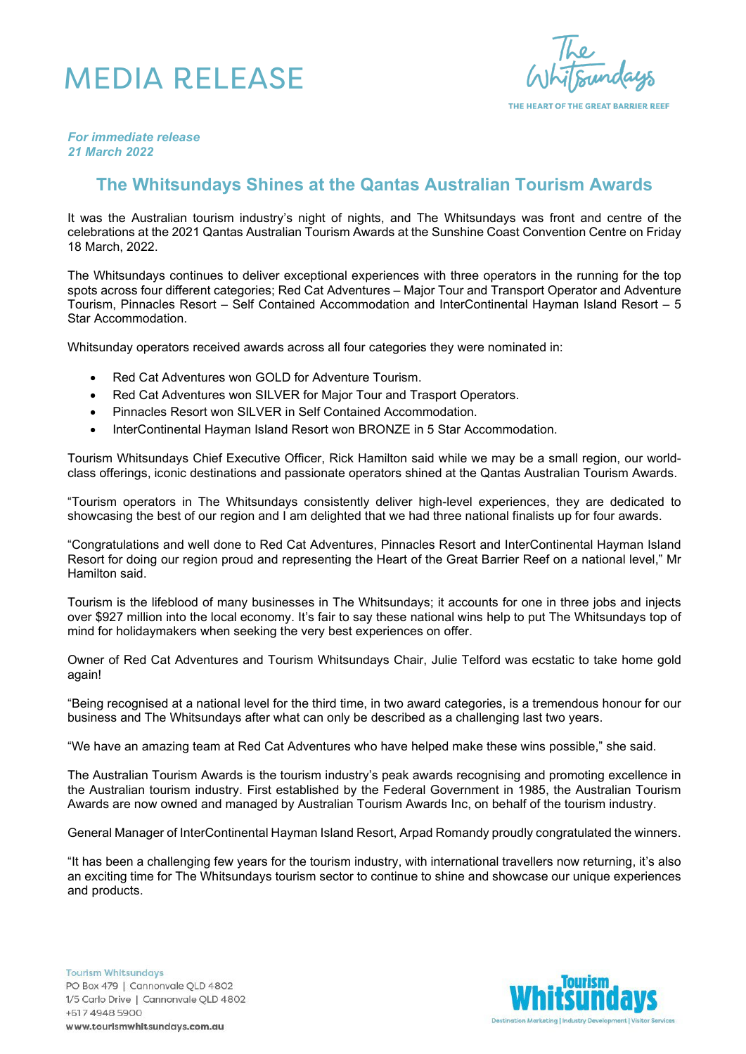# MEDIA RELEASE

*For immediate release*
*21 March 2022*

## The Whitsundays Shines at the Qantas Australian Tourism Awards

It was the Australian tourism industry's night of nights, and The Whitsundays was front and centre of the celebrations at the 2021 Qantas Australian Tourism Awards at the Sunshine Coast Convention Centre on Friday 18 March, 2022.

The Whitsundays continues to deliver exceptional experiences with three operators in the running for the top spots across four different categories; Red Cat Adventures – Major Tour and Transport Operator and Adventure Tourism, Pinnacles Resort – Self Contained Accommodation and InterContinental Hayman Island Resort – 5 Star Accommodation.

Whitsunday operators received awards across all four categories they were nominated in:

- Red Cat Adventures won GOLD for Adventure Tourism.
- Red Cat Adventures won SILVER for Major Tour and Trasport Operators.
- Pinnacles Resort won SILVER in Self Contained Accommodation.
- InterContinental Hayman Island Resort won BRONZE in 5 Star Accommodation.

Tourism Whitsundays Chief Executive Officer, Rick Hamilton said while we may be a small region, our world-class offerings, iconic destinations and passionate operators shined at the Qantas Australian Tourism Awards.

"Tourism operators in The Whitsundays consistently deliver high-level experiences, they are dedicated to showcasing the best of our region and I am delighted that we had three national finalists up for four awards.

"Congratulations and well done to Red Cat Adventures, Pinnacles Resort and InterContinental Hayman Island Resort for doing our region proud and representing the Heart of the Great Barrier Reef on a national level," Mr Hamilton said.

Tourism is the lifeblood of many businesses in The Whitsundays; it accounts for one in three jobs and injects over $927 million into the local economy. It's fair to say these national wins help to put The Whitsundays top of mind for holidaymakers when seeking the very best experiences on offer.

Owner of Red Cat Adventures and Tourism Whitsundays Chair, Julie Telford was ecstatic to take home gold again!

"Being recognised at a national level for the third time, in two award categories, is a tremendous honour for our business and The Whitsundays after what can only be described as a challenging last two years.

"We have an amazing team at Red Cat Adventures who have helped make these wins possible," she said.

The Australian Tourism Awards is the tourism industry's peak awards recognising and promoting excellence in the Australian tourism industry. First established by the Federal Government in 1985, the Australian Tourism Awards are now owned and managed by Australian Tourism Awards Inc, on behalf of the tourism industry.

General Manager of InterContinental Hayman Island Resort, Arpad Romandy proudly congratulated the winners.

"It has been a challenging few years for the tourism industry, with international travellers now returning, it's also an exciting time for The Whitsundays tourism sector to continue to shine and showcase our unique experiences and products.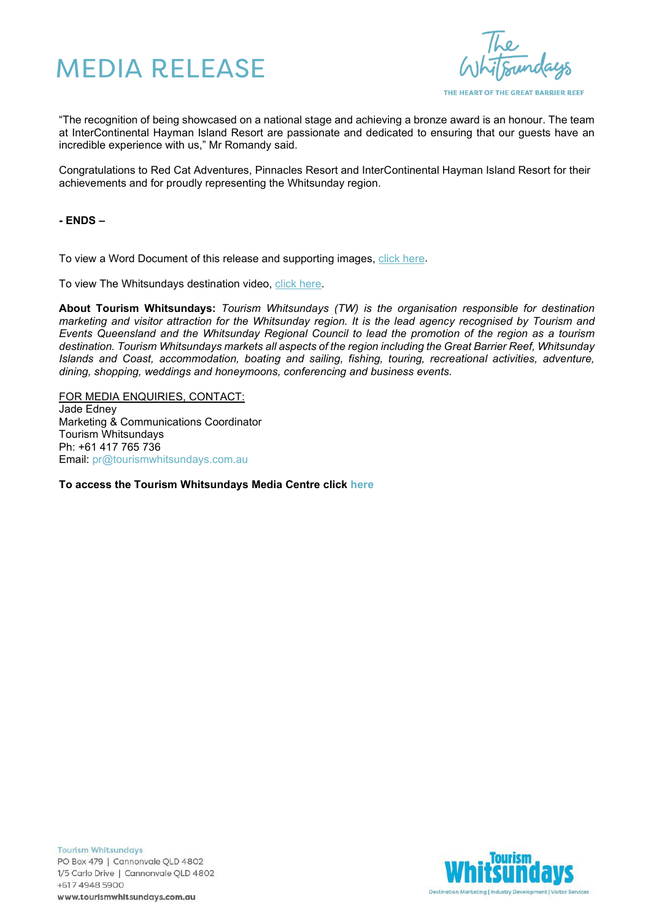"The recognition of being showcased on a national stage and achieving a bronze award is an honour. The team at InterContinental Hayman Island Resort are passionate and dedicated to ensuring that our guests have an incredible experience with us," Mr Romandy said.

Congratulations to Red Cat Adventures, Pinnacles Resort and InterContinental Hayman Island Resort for their achievements and for proudly representing the Whitsunday region.

**- ENDS –**

To view a Word Document of this release and supporting images, click here.

To view The Whitsundays destination video, click here.

**About Tourism Whitsundays:** *Tourism Whitsundays (TW) is the organisation responsible for destination marketing and visitor attraction for the Whitsunday region. It is the lead agency recognised by Tourism and Events Queensland and the Whitsunday Regional Council to lead the promotion of the region as a tourism destination. Tourism Whitsundays markets all aspects of the region including the Great Barrier Reef, Whitsunday Islands and Coast, accommodation, boating and sailing, fishing, touring, recreational activities, adventure, dining, shopping, weddings and honeymoons, conferencing and business events.*

FOR MEDIA ENQUIRIES, CONTACT:
Jade Edney
Marketing & Communications Coordinator
Tourism Whitsundays
Ph: +61 417 765 736
Email: pr@tourismwhitsundays.com.au

**To access the Tourism Whitsundays Media Centre click here**